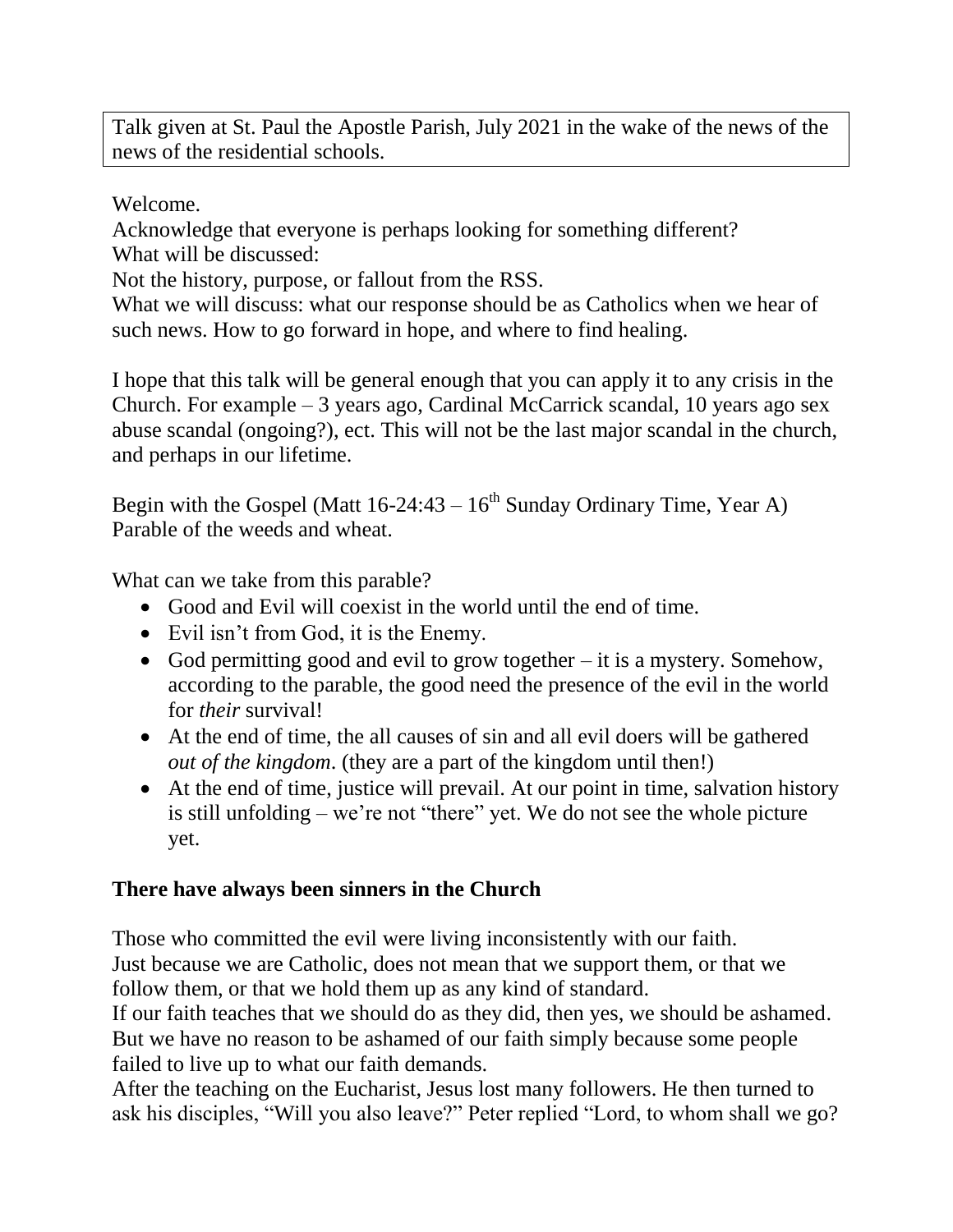Talk given at St. Paul the Apostle Parish, July 2021 in the wake of the news of the news of the residential schools.

Welcome.
Acknowledge that everyone is perhaps looking for something different?
What will be discussed:
Not the history, purpose, or fallout from the RSS.
What we will discuss: what our response should be as Catholics when we hear of such news. How to go forward in hope, and where to find healing.

I hope that this talk will be general enough that you can apply it to any crisis in the Church. For example – 3 years ago, Cardinal McCarrick scandal, 10 years ago sex abuse scandal (ongoing?), ect. This will not be the last major scandal in the church, and perhaps in our lifetime.

Begin with the Gospel (Matt 16-24:43 – 16th Sunday Ordinary Time, Year A) Parable of the weeds and wheat.

What can we take from this parable?

- Good and Evil will coexist in the world until the end of time.
- Evil isn't from God, it is the Enemy.
- God permitting good and evil to grow together – it is a mystery. Somehow, according to the parable, the good need the presence of the evil in the world for *their* survival!
- At the end of time, the all causes of sin and all evil doers will be gathered *out of the kingdom*. (they are a part of the kingdom until then!)
- At the end of time, justice will prevail. At our point in time, salvation history is still unfolding – we're not "there" yet. We do not see the whole picture yet.

## There have always been sinners in the Church

Those who committed the evil were living inconsistently with our faith.
Just because we are Catholic, does not mean that we support them, or that we follow them, or that we hold them up as any kind of standard.
If our faith teaches that we should do as they did, then yes, we should be ashamed. But we have no reason to be ashamed of our faith simply because some people failed to live up to what our faith demands.
After the teaching on the Eucharist, Jesus lost many followers. He then turned to ask his disciples, "Will you also leave?" Peter replied "Lord, to whom shall we go?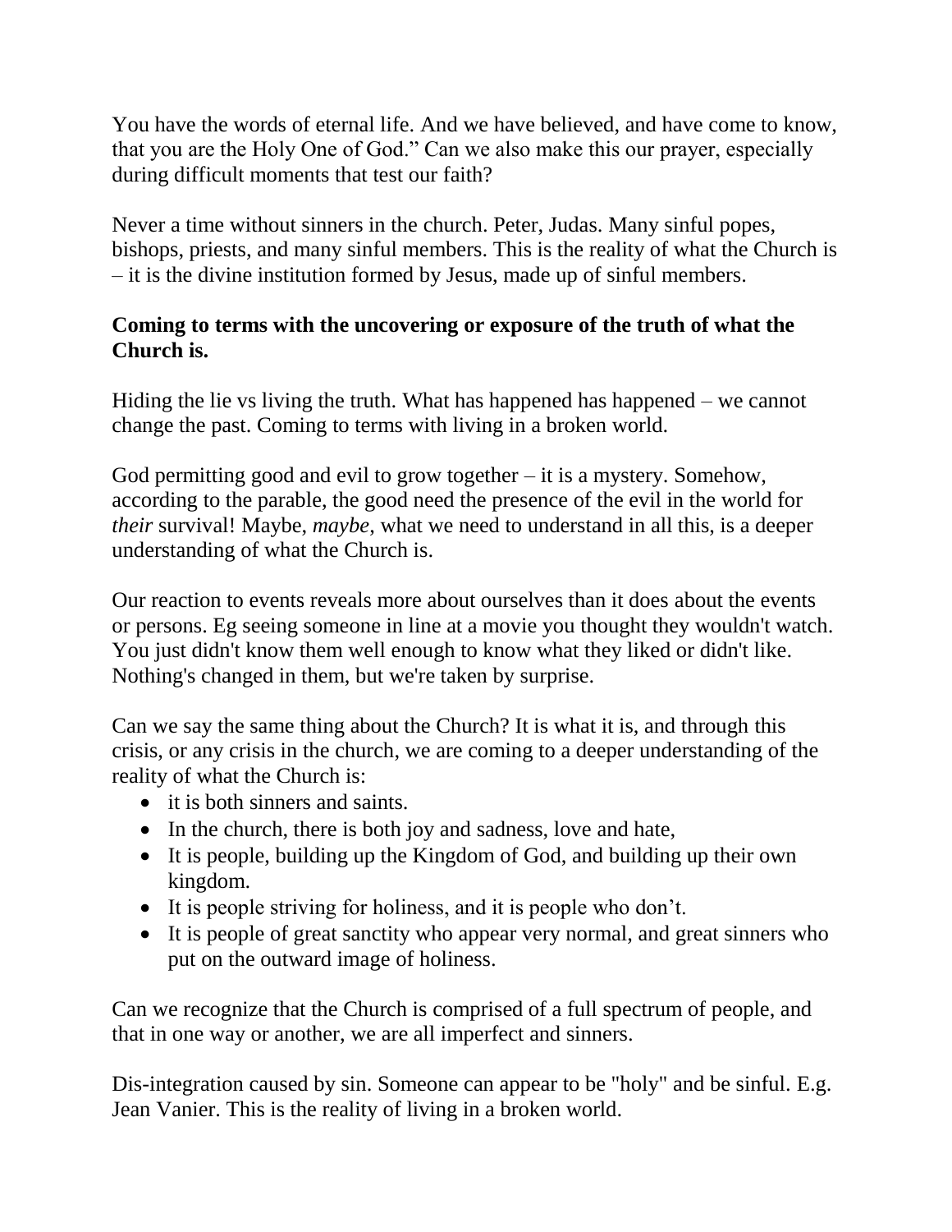You have the words of eternal life. And we have believed, and have come to know, that you are the Holy One of God." Can we also make this our prayer, especially during difficult moments that test our faith?

Never a time without sinners in the church. Peter, Judas. Many sinful popes, bishops, priests, and many sinful members. This is the reality of what the Church is – it is the divine institution formed by Jesus, made up of sinful members.

**Coming to terms with the uncovering or exposure of the truth of what the Church is.**

Hiding the lie vs living the truth. What has happened has happened – we cannot change the past. Coming to terms with living in a broken world.

God permitting good and evil to grow together – it is a mystery. Somehow, according to the parable, the good need the presence of the evil in the world for *their* survival! Maybe, *maybe*, what we need to understand in all this, is a deeper understanding of what the Church is.

Our reaction to events reveals more about ourselves than it does about the events or persons. Eg seeing someone in line at a movie you thought they wouldn't watch. You just didn't know them well enough to know what they liked or didn't like. Nothing's changed in them, but we're taken by surprise.

Can we say the same thing about the Church? It is what it is, and through this crisis, or any crisis in the church, we are coming to a deeper understanding of the reality of what the Church is:

- it is both sinners and saints.
- In the church, there is both joy and sadness, love and hate,
- It is people, building up the Kingdom of God, and building up their own kingdom.
- It is people striving for holiness, and it is people who don't.
- It is people of great sanctity who appear very normal, and great sinners who put on the outward image of holiness.

Can we recognize that the Church is comprised of a full spectrum of people, and that in one way or another, we are all imperfect and sinners.

Dis-integration caused by sin. Someone can appear to be "holy" and be sinful. E.g. Jean Vanier. This is the reality of living in a broken world.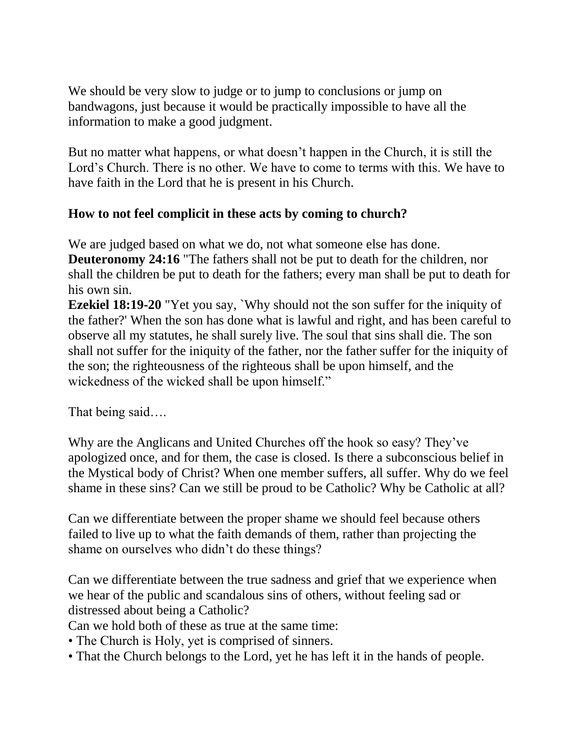We should be very slow to judge or to jump to conclusions or jump on bandwagons, just because it would be practically impossible to have all the information to make a good judgment.

But no matter what happens, or what doesn't happen in the Church, it is still the Lord's Church. There is no other. We have to come to terms with this. We have to have faith in the Lord that he is present in his Church.

**How to not feel complicit in these acts by coming to church?**

We are judged based on what we do, not what someone else has done.
**Deuteronomy 24:16** "The fathers shall not be put to death for the children, nor shall the children be put to death for the fathers; every man shall be put to death for his own sin.
**Ezekiel 18:19-20** "Yet you say, `Why should not the son suffer for the iniquity of the father?' When the son has done what is lawful and right, and has been careful to observe all my statutes, he shall surely live. The soul that sins shall die. The son shall not suffer for the iniquity of the father, nor the father suffer for the iniquity of the son; the righteousness of the righteous shall be upon himself, and the wickedness of the wicked shall be upon himself."

That being said….

Why are the Anglicans and United Churches off the hook so easy? They've apologized once, and for them, the case is closed. Is there a subconscious belief in the Mystical body of Christ? When one member suffers, all suffer. Why do we feel shame in these sins? Can we still be proud to be Catholic? Why be Catholic at all?

Can we differentiate between the proper shame we should feel because others failed to live up to what the faith demands of them, rather than projecting the shame on ourselves who didn't do these things?

Can we differentiate between the true sadness and grief that we experience when we hear of the public and scandalous sins of others, without feeling sad or distressed about being a Catholic?
Can we hold both of these as true at the same time:

- The Church is Holy, yet is comprised of sinners.
- That the Church belongs to the Lord, yet he has left it in the hands of people.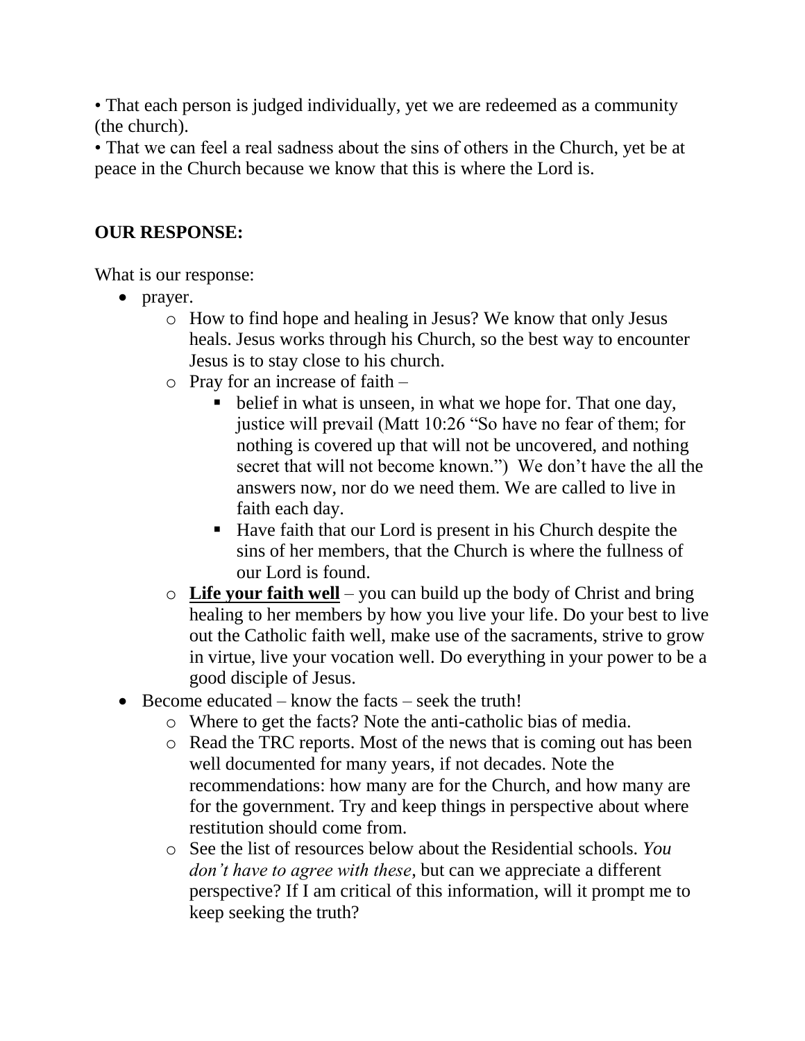• That each person is judged individually, yet we are redeemed as a community (the church).

• That we can feel a real sadness about the sins of others in the Church, yet be at peace in the Church because we know that this is where the Lord is.

**OUR RESPONSE:**

What is our response:

- prayer.
    - How to find hope and healing in Jesus? We know that only Jesus heals. Jesus works through his Church, so the best way to encounter Jesus is to stay close to his church.
    - Pray for an increase of faith –
        - belief in what is unseen, in what we hope for. That one day, justice will prevail (Matt 10:26 "So have no fear of them; for nothing is covered up that will not be uncovered, and nothing secret that will not become known.") We don't have the all the answers now, nor do we need them. We are called to live in faith each day.
        - Have faith that our Lord is present in his Church despite the sins of her members, that the Church is where the fullness of our Lord is found.
    - <u>**Life your faith well**</u> – you can build up the body of Christ and bring healing to her members by how you live your life. Do your best to live out the Catholic faith well, make use of the sacraments, strive to grow in virtue, live your vocation well. Do everything in your power to be a good disciple of Jesus.
- Become educated – know the facts – seek the truth!
    - Where to get the facts? Note the anti-catholic bias of media.
    - Read the TRC reports. Most of the news that is coming out has been well documented for many years, if not decades. Note the recommendations: how many are for the Church, and how many are for the government. Try and keep things in perspective about where restitution should come from.
    - See the list of resources below about the Residential schools. *You don't have to agree with these*, but can we appreciate a different perspective? If I am critical of this information, will it prompt me to keep seeking the truth?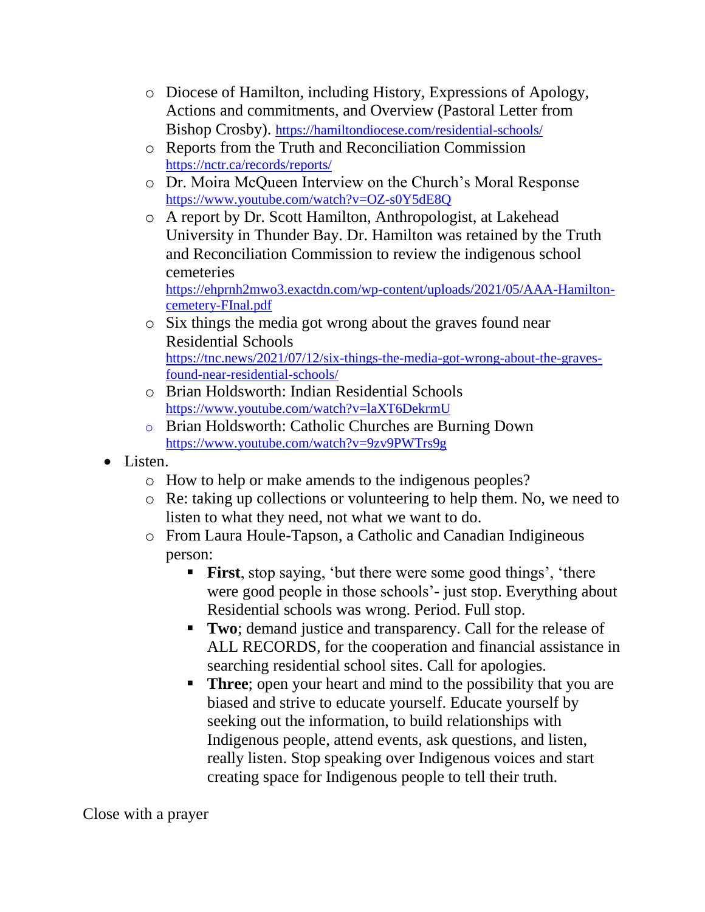- Diocese of Hamilton, including History, Expressions of Apology, Actions and commitments, and Overview (Pastoral Letter from Bishop Crosby). https://hamiltondiocese.com/residential-schools/
  - Reports from the Truth and Reconciliation Commission https://nctr.ca/records/reports/
  - Dr. Moira McQueen Interview on the Church's Moral Response https://www.youtube.com/watch?v=OZ-s0Y5dE8Q
  - A report by Dr. Scott Hamilton, Anthropologist, at Lakehead University in Thunder Bay. Dr. Hamilton was retained by the Truth and Reconciliation Commission to review the indigenous school cemeteries https://ehprnh2mwo3.exactdn.com/wp-content/uploads/2021/05/AAA-Hamilton-cemetery-FInal.pdf
  - Six things the media got wrong about the graves found near Residential Schools https://tnc.news/2021/07/12/six-things-the-media-got-wrong-about-the-graves-found-near-residential-schools/
  - Brian Holdsworth: Indian Residential Schools https://www.youtube.com/watch?v=laXT6DekrmU
  - Brian Holdsworth: Catholic Churches are Burning Down https://www.youtube.com/watch?v=9zv9PWTrs9g
- Listen.
  - How to help or make amends to the indigenous peoples?
  - Re: taking up collections or volunteering to help them. No, we need to listen to what they need, not what we want to do.
  - From Laura Houle-Tapson, a Catholic and Canadian Indigineous person:
    - **First**, stop saying, 'but there were some good things', 'there were good people in those schools'- just stop. Everything about Residential schools was wrong. Period. Full stop.
    - **Two**; demand justice and transparency. Call for the release of ALL RECORDS, for the cooperation and financial assistance in searching residential school sites. Call for apologies.
    - **Three**; open your heart and mind to the possibility that you are biased and strive to educate yourself. Educate yourself by seeking out the information, to build relationships with Indigenous people, attend events, ask questions, and listen, really listen. Stop speaking over Indigenous voices and start creating space for Indigenous people to tell their truth.

Close with a prayer